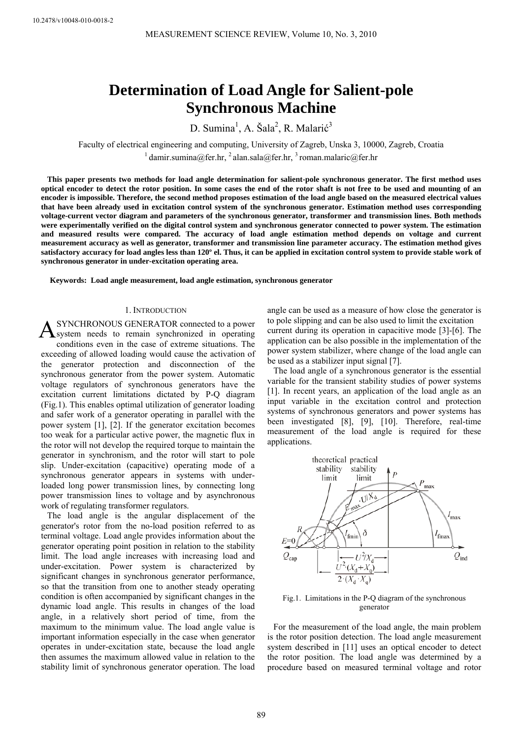10.2478/v10048-010-0018-2

# Determination of Load Angle for Salient-pole Synchronous Machine

D. Sumina[1], A. Šala[2], R. Malarić[3]

Faculty of electrical engineering and computing, University of Zagreb, Unska 3, 10000, Zagreb, Croatia

[1] damir.sumina@fer.hr, [2] alan.sala@fer.hr, [3] roman.malaric@fer.hr

**This paper presents two methods for load angle determination for salient-pole synchronous generator. The first method uses optical encoder to detect the rotor position. In some cases the end of the rotor shaft is not free to be used and mounting of an encoder is impossible. Therefore, the second method proposes estimation of the load angle based on the measured electrical values that have been already used in excitation control system of the synchronous generator. Estimation method uses corresponding voltage-current vector diagram and parameters of the synchronous generator, transformer and transmission lines. Both methods were experimentally verified on the digital control system and synchronous generator connected to power system. The estimation and measured results were compared. The accuracy of load angle estimation method depends on voltage and current measurement accuracy as well as generator, transformer and transmission line parameter accuracy. The estimation method gives satisfactory accuracy for load angles less than 120º el. Thus, it can be applied in excitation control system to provide stable work of synchronous generator in under-excitation operating area.**

**Keywords: Load angle measurement, load angle estimation, synchronous generator**

## 1. Introduction

A synchronous generator connected to a power system needs to remain synchronized in operating conditions even in the case of extreme situations. The exceeding of allowed loading would cause the activation of the generator protection and disconnection of the synchronous generator from the power system. Automatic voltage regulators of synchronous generators have the excitation current limitations dictated by P-Q diagram (Fig.1). This enables optimal utilization of generator loading and safer work of a generator operating in parallel with the power system [1], [2]. If the generator excitation becomes too weak for a particular active power, the magnetic flux in the rotor will not develop the required torque to maintain the generator in synchronism, and the rotor will start to pole slip. Under-excitation (capacitive) operating mode of a synchronous generator appears in systems with under-loaded long power transmission lines, by connecting long power transmission lines to voltage and by asynchronous work of regulating transformer regulators.

The load angle is the angular displacement of the generator's rotor from the no-load position referred to as terminal voltage. Load angle provides information about the generator operating point position in relation to the stability limit. The load angle increases with increasing load and under-excitation. Power system is characterized by significant changes in synchronous generator performance, so that the transition from one to another steady operating condition is often accompanied by significant changes in the dynamic load angle. This results in changes of the load angle, in a relatively short period of time, from the maximum to the minimum value. The load angle value is important information especially in the case when generator operates in under-excitation state, because the load angle then assumes the maximum allowed value in relation to the stability limit of synchronous generator operation. The load angle can be used as a measure of how close the generator is to pole slipping and can be also used to limit the excitation current during its operation in capacitive mode [3]-[6]. The application can be also possible in the implementation of the power system stabilizer, where change of the load angle can be used as a stabilizer input signal [7].

The load angle of a synchronous generator is the essential variable for the transient stability studies of power systems [1]. In recent years, an application of the load angle as an input variable in the excitation control and protection systems of synchronous generators and power systems has been investigated [8], [9], [10]. Therefore, real-time measurement of the load angle is required for these applications.

theoretical stability limit
practical stability limit
$P$
$P_{max}$
$E_{max} \cdot U/X_d$
$I_{max}$
$R$
$I_{fmin}$
$\delta$
$I_{fmax}$
$E=0$
$Q_{cap}$
$U^2/X_d$
$Q_{ind}$
$\frac{U^2 \cdot (X_d + X_q)}{2 \cdot (X_d \cdot X_q)}$

Fig.1. Limitations in the P-Q diagram of the synchronous generator

For the measurement of the load angle, the main problem is the rotor position detection. The load angle measurement system described in [11] uses an optical encoder to detect the rotor position. The load angle was determined by a procedure based on measured terminal voltage and rotor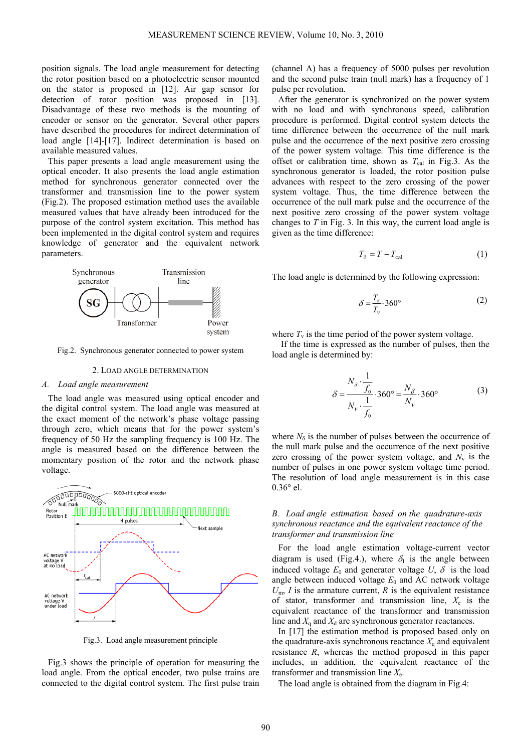position signals. The load angle measurement for detecting the rotor position based on a photoelectric sensor mounted on the stator is proposed in [12]. Air gap sensor for detection of rotor position was proposed in [13]. Disadvantage of these two methods is the mounting of encoder or sensor on the generator. Several other papers have described the procedures for indirect determination of load angle [14]-[17]. Indirect determination is based on available measured values.

This paper presents a load angle measurement using the optical encoder. It also presents the load angle estimation method for synchronous generator connected over the transformer and transmission line to the power system (Fig.2). The proposed estimation method uses the available measured values that have already been introduced for the purpose of the control system excitation. This method has been implemented in the digital control system and requires knowledge of generator and the equivalent network parameters.

Fig.2. Synchronous generator connected to power system

## 2. Load angle determination

### *A. Load angle measurement*

The load angle was measured using optical encoder and the digital control system. The load angle was measured at the exact moment of the network's phase voltage passing through zero, which means that for the power system's frequency of 50 Hz the sampling frequency is 100 Hz. The angle is measured based on the difference between the momentary position of the rotor and the network phase voltage.

Fig.3. Load angle measurement principle

Fig.3 shows the principle of operation for measuring the load angle. From the optical encoder, two pulse trains are connected to the digital control system. The first pulse train (channel A) has a frequency of 5000 pulses per revolution and the second pulse train (null mark) has a frequency of 1 pulse per revolution.

After the generator is synchronized on the power system with no load and with synchronous speed, calibration procedure is performed. Digital control system detects the time difference between the occurrence of the null mark pulse and the occurrence of the next positive zero crossing of the power system voltage. This time difference is the offset or calibration time, shown as $T_{\mathrm{cal}}$ in Fig.3. As the synchronous generator is loaded, the rotor position pulse advances with respect to the zero crossing of the power system voltage. Thus, the time difference between the occurrence of the null mark pulse and the occurrence of the next positive zero crossing of the power system voltage changes to $T$ in Fig. 3. In this way, the current load angle is given as the time difference:

$$T_{\delta} = T - T_{\mathrm{cal}} \tag{1}$$

The load angle is determined by the following expression:

$$\delta = \frac{T_{\delta}}{T_{v}} \cdot 360° \tag{2}$$

where $T_{v}$ is the time period of the power system voltage.

If the time is expressed as the number of pulses, then the load angle is determined by:

$$\delta = \frac{N_{\delta} \cdot \dfrac{1}{f_0}}{N_{v} \cdot \dfrac{1}{f_0}} \cdot 360° = \frac{N_{\delta}}{N_{v}} \cdot 360° \tag{3}$$

where $N_{\delta}$ is the number of pulses between the occurrence of the null mark pulse and the occurrence of the next positive zero crossing of the power system voltage, and $N_{v}$ is the number of pulses in one power system voltage time period. The resolution of load angle measurement is in this case 0.36° el.

### *B. Load angle estimation based on the quadrature-axis synchronous reactance and the equivalent reactance of the transformer and transmission line*

For the load angle estimation voltage-current vector diagram is used (Fig.4.), where $\delta_{1}$ is the angle between induced voltage $E_{0}$ and generator voltage $U$, $\delta$ is the load angle between induced voltage $E_{0}$ and AC network voltage $U_{\mathrm{m}}$, $I$ is the armature current, $R$ is the equivalent resistance of stator, transformer and transmission line, $X_{\mathrm{e}}$ is the equivalent reactance of the transformer and transmission line and $X_{\mathrm{q}}$ and $X_{\mathrm{d}}$ are synchronous generator reactances.

In [17] the estimation method is proposed based only on the quadrature-axis synchronous reactance $X_{\mathrm{q}}$ and equivalent resistance $R$, whereas the method proposed in this paper includes, in addition, the equivalent reactance of the transformer and transmission line $X_{\mathrm{e}}$.

The load angle is obtained from the diagram in Fig.4: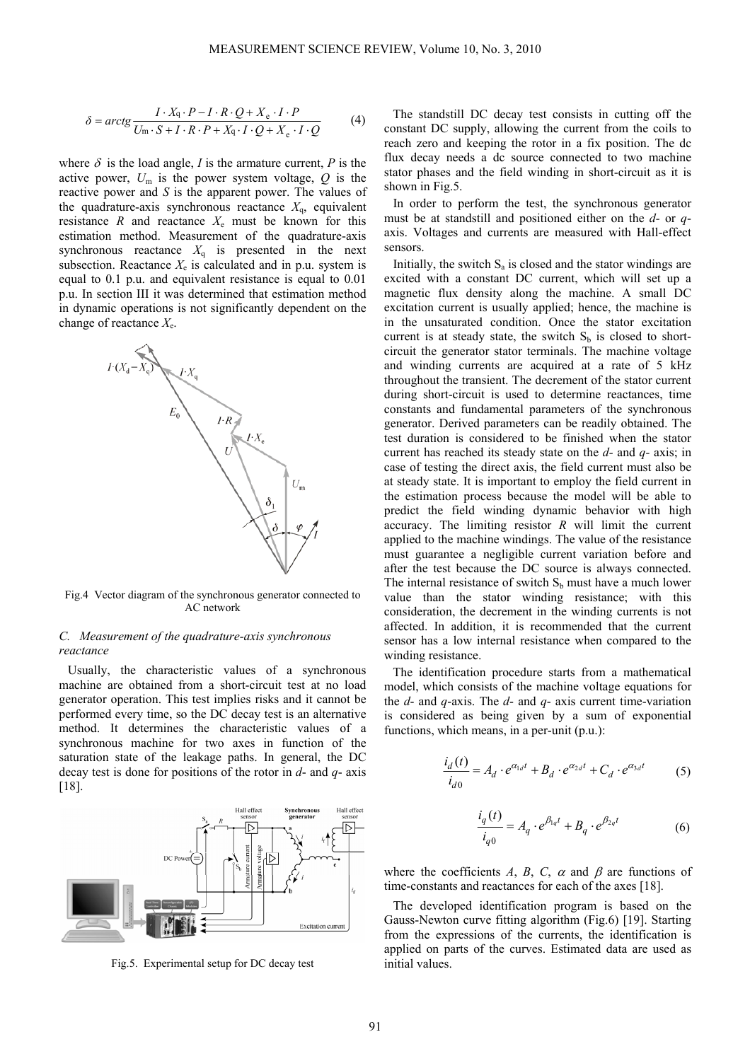$$\delta = arctg\frac{I \cdot X_q \cdot P - I \cdot R \cdot Q + X_e \cdot I \cdot P}{U_m \cdot S + I \cdot R \cdot P + X_q \cdot I \cdot Q + X_e \cdot I \cdot Q} \tag{4}$$

where $\delta$ is the load angle, $I$ is the armature current, $P$ is the active power, $U_m$ is the power system voltage, $Q$ is the reactive power and $S$ is the apparent power. The values of the quadrature-axis synchronous reactance $X_q$, equivalent resistance $R$ and reactance $X_e$ must be known for this estimation method. Measurement of the quadrature-axis synchronous reactance $X_q$ is presented in the next subsection. Reactance $X_e$ is calculated and in p.u. system is equal to 0.1 p.u. and equivalent resistance is equal to 0.01 p.u. In section III it was determined that estimation method in dynamic operations is not significantly dependent on the change of reactance $X_e$.

Fig.4 Vector diagram of the synchronous generator connected to AC network

### C. Measurement of the quadrature-axis synchronous reactance

Usually, the characteristic values of a synchronous machine are obtained from a short-circuit test at no load generator operation. This test implies risks and it cannot be performed every time, so the DC decay test is an alternative method. It determines the characteristic values of a synchronous machine for two axes in function of the saturation state of the leakage paths. In general, the DC decay test is done for positions of the rotor in *d*- and *q*- axis [18].

Fig.5. Experimental setup for DC decay test

The standstill DC decay test consists in cutting off the constant DC supply, allowing the current from the coils to reach zero and keeping the rotor in a fix position. The dc flux decay needs a dc source connected to two machine stator phases and the field winding in short-circuit as it is shown in Fig.5.

In order to perform the test, the synchronous generator must be at standstill and positioned either on the *d*- or *q*- axis. Voltages and currents are measured with Hall-effect sensors.

Initially, the switch $S_a$ is closed and the stator windings are excited with a constant DC current, which will set up a magnetic flux density along the machine. A small DC excitation current is usually applied; hence, the machine is in the unsaturated condition. Once the stator excitation current is at steady state, the switch $S_b$ is closed to short-circuit the generator stator terminals. The machine voltage and winding currents are acquired at a rate of 5 kHz throughout the transient. The decrement of the stator current during short-circuit is used to determine reactances, time constants and fundamental parameters of the synchronous generator. Derived parameters can be readily obtained. The test duration is considered to be finished when the stator current has reached its steady state on the *d*- and *q*- axis; in case of testing the direct axis, the field current must also be at steady state. It is important to employ the field current in the estimation process because the model will be able to predict the field winding dynamic behavior with high accuracy. The limiting resistor $R$ will limit the current applied to the machine windings. The value of the resistance must guarantee a negligible current variation before and after the test because the DC source is always connected. The internal resistance of switch $S_b$ must have a much lower value than the stator winding resistance; with this consideration, the decrement in the winding currents is not affected. In addition, it is recommended that the current sensor has a low internal resistance when compared to the winding resistance.

The identification procedure starts from a mathematical model, which consists of the machine voltage equations for the *d*- and *q*-axis. The *d*- and *q*- axis current time-variation is considered as being given by a sum of exponential functions, which means, in a per-unit (p.u.):

$$\frac{i_d(t)}{i_{d0}} = A_d \cdot e^{\alpha_{1d}t} + B_d \cdot e^{\alpha_{2d}t} + C_d \cdot e^{\alpha_{3d}t} \tag{5}$$

$$\frac{i_q(t)}{i_{q0}} = A_q \cdot e^{\beta_{1q}t} + B_q \cdot e^{\beta_{2q}t} \tag{6}$$

where the coefficients $A$, $B$, $C$, $\alpha$ and $\beta$ are functions of time-constants and reactances for each of the axes [18].

The developed identification program is based on the Gauss-Newton curve fitting algorithm (Fig.6) [19]. Starting from the expressions of the currents, the identification is applied on parts of the curves. Estimated data are used as initial values.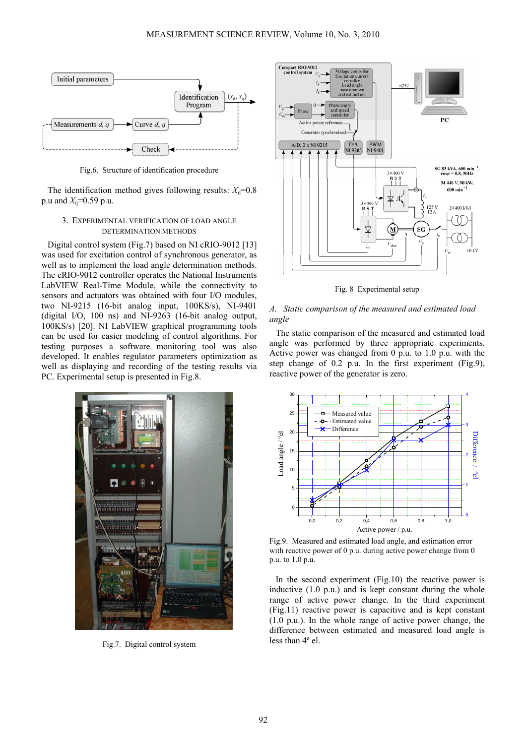Fig.6. Structure of identification procedure

The identification method gives following results: $X_d$=0.8 p.u and $X_q$=0.59 p.u.

## 3. Experimental verification of load angle determination methods

Digital control system (Fig.7) based on NI cRIO-9012 [13] was used for excitation control of synchronous generator, as well as to implement the load angle determination methods. The cRIO-9012 controller operates the National Instruments LabVIEW Real-Time Module, while the connectivity to sensors and actuators was obtained with four I/O modules, two NI-9215 (16-bit analog input, 100KS/s), NI-9401 (digital I/O, 100 ns) and NI-9263 (16-bit analog output, 100KS/s) [20]. NI LabVIEW graphical programming tools can be used for easier modeling of control algorithms. For testing purposes a software monitoring tool was also developed. It enables regulator parameters optimization as well as displaying and recording of the testing results via PC. Experimental setup is presented in Fig.8.

Fig.7. Digital control system

Fig. 8 Experimental setup

### A. Static comparison of the measured and estimated load angle

The static comparison of the measured and estimated load angle was performed by three appropriate experiments. Active power was changed from 0 p.u. to 1.0 p.u. with the step change of 0.2 p.u. In the first experiment (Fig.9), reactive power of the generator is zero.

Fig.9. Measured and estimated load angle, and estimation error with reactive power of 0 p.u. during active power change from 0 p.u. to 1.0 p.u.

In the second experiment (Fig.10) the reactive power is inductive (1.0 p.u.) and is kept constant during the whole range of active power change. In the third experiment (Fig.11) reactive power is capacitive and is kept constant (1.0 p.u.). In the whole range of active power change, the difference between estimated and measured load angle is less than 4º el.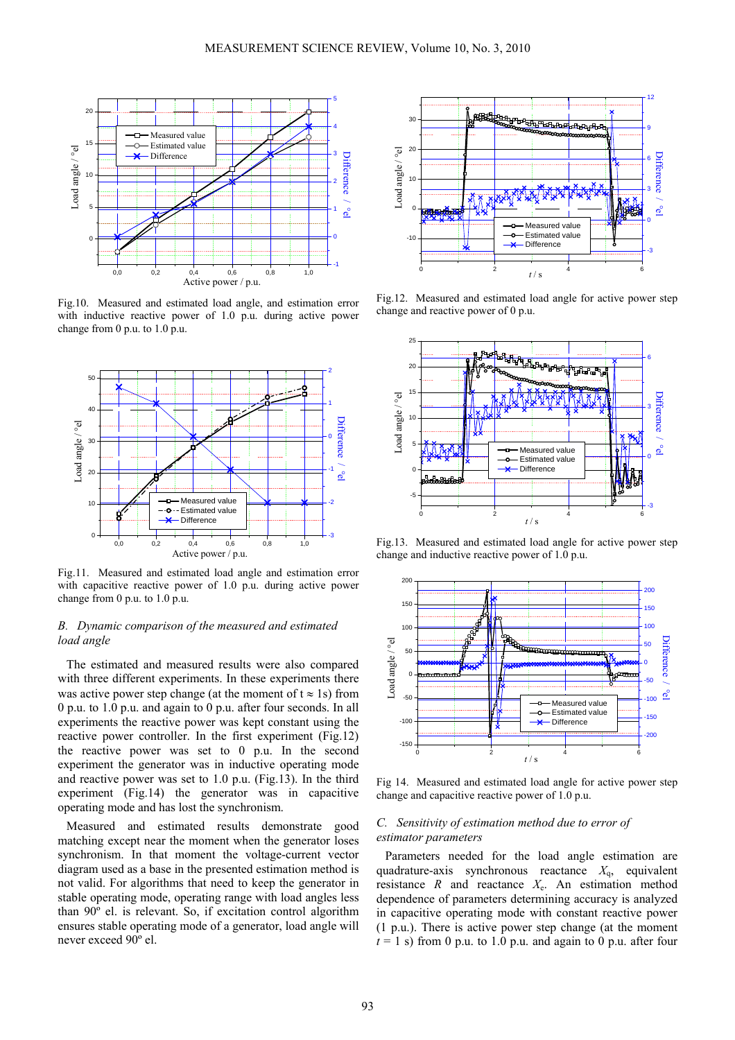Fig.10. Measured and estimated load angle, and estimation error with inductive reactive power of 1.0 p.u. during active power change from 0 p.u. to 1.0 p.u.

Fig.11. Measured and estimated load angle and estimation error with capacitive reactive power of 1.0 p.u. during active power change from 0 p.u. to 1.0 p.u.

### *B. Dynamic comparison of the measured and estimated load angle*

The estimated and measured results were also compared with three different experiments. In these experiments there was active power step change (at the moment of t ≈ 1s) from 0 p.u. to 1.0 p.u. and again to 0 p.u. after four seconds. In all experiments the reactive power was kept constant using the reactive power controller. In the first experiment (Fig.12) the reactive power was set to 0 p.u. In the second experiment the generator was in inductive operating mode and reactive power was set to 1.0 p.u. (Fig.13). In the third experiment (Fig.14) the generator was in capacitive operating mode and has lost the synchronism.

Measured and estimated results demonstrate good matching except near the moment when the generator loses synchronism. In that moment the voltage-current vector diagram used as a base in the presented estimation method is not valid. For algorithms that need to keep the generator in stable operating mode, operating range with load angles less than 90º el. is relevant. So, if excitation control algorithm ensures stable operating mode of a generator, load angle will never exceed 90º el.

Fig.12. Measured and estimated load angle for active power step change and reactive power of 0 p.u.

Fig.13. Measured and estimated load angle for active power step change and inductive reactive power of 1.0 p.u.

Fig 14. Measured and estimated load angle for active power step change and capacitive reactive power of 1.0 p.u.

### *C. Sensitivity of estimation method due to error of estimator parameters*

Parameters needed for the load angle estimation are quadrature-axis synchronous reactance $X_q$, equivalent resistance $R$ and reactance $X_e$. An estimation method dependence of parameters determining accuracy is analyzed in capacitive operating mode with constant reactive power (1 p.u.). There is active power step change (at the moment $t$ = 1 s) from 0 p.u. to 1.0 p.u. and again to 0 p.u. after four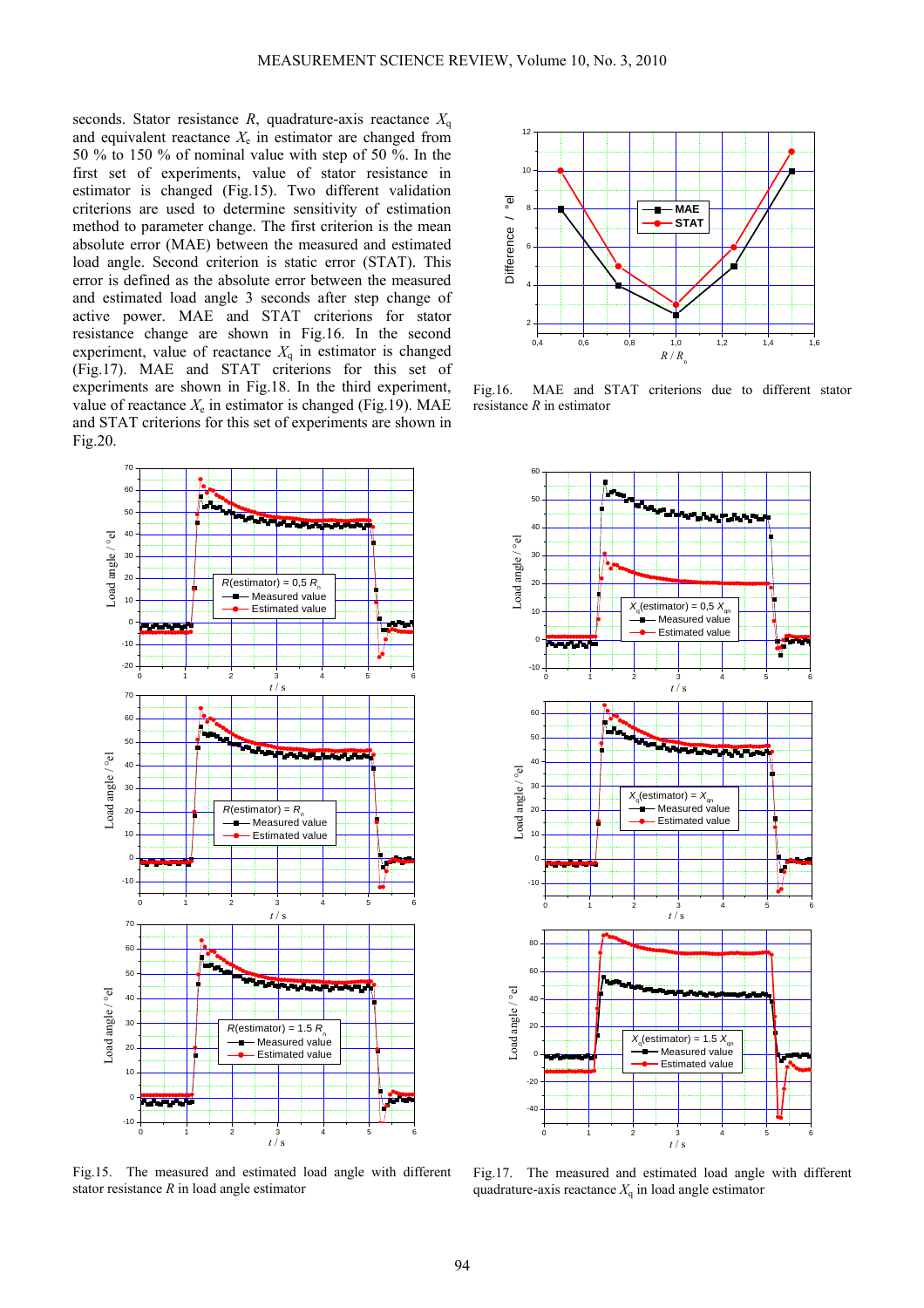seconds. Stator resistance $R$, quadrature-axis reactance $X_q$ and equivalent reactance $X_e$ in estimator are changed from 50 % to 150 % of nominal value with step of 50 %. In the first set of experiments, value of stator resistance in estimator is changed (Fig.15). Two different validation criterions are used to determine sensitivity of estimation method to parameter change. The first criterion is the mean absolute error (MAE) between the measured and estimated load angle. Second criterion is static error (STAT). This error is defined as the absolute error between the measured and estimated load angle 3 seconds after step change of active power. MAE and STAT criterions for stator resistance change are shown in Fig.16. In the second experiment, value of reactance $X_q$ in estimator is changed (Fig.17). MAE and STAT criterions for this set of experiments are shown in Fig.18. In the third experiment, value of reactance $X_e$ in estimator is changed (Fig.19). MAE and STAT criterions for this set of experiments are shown in Fig.20.

Fig.16. MAE and STAT criterions due to different stator resistance $R$ in estimator

Fig.15. The measured and estimated load angle with different stator resistance $R$ in load angle estimator

Fig.17. The measured and estimated load angle with different quadrature-axis reactance $X_q$ in load angle estimator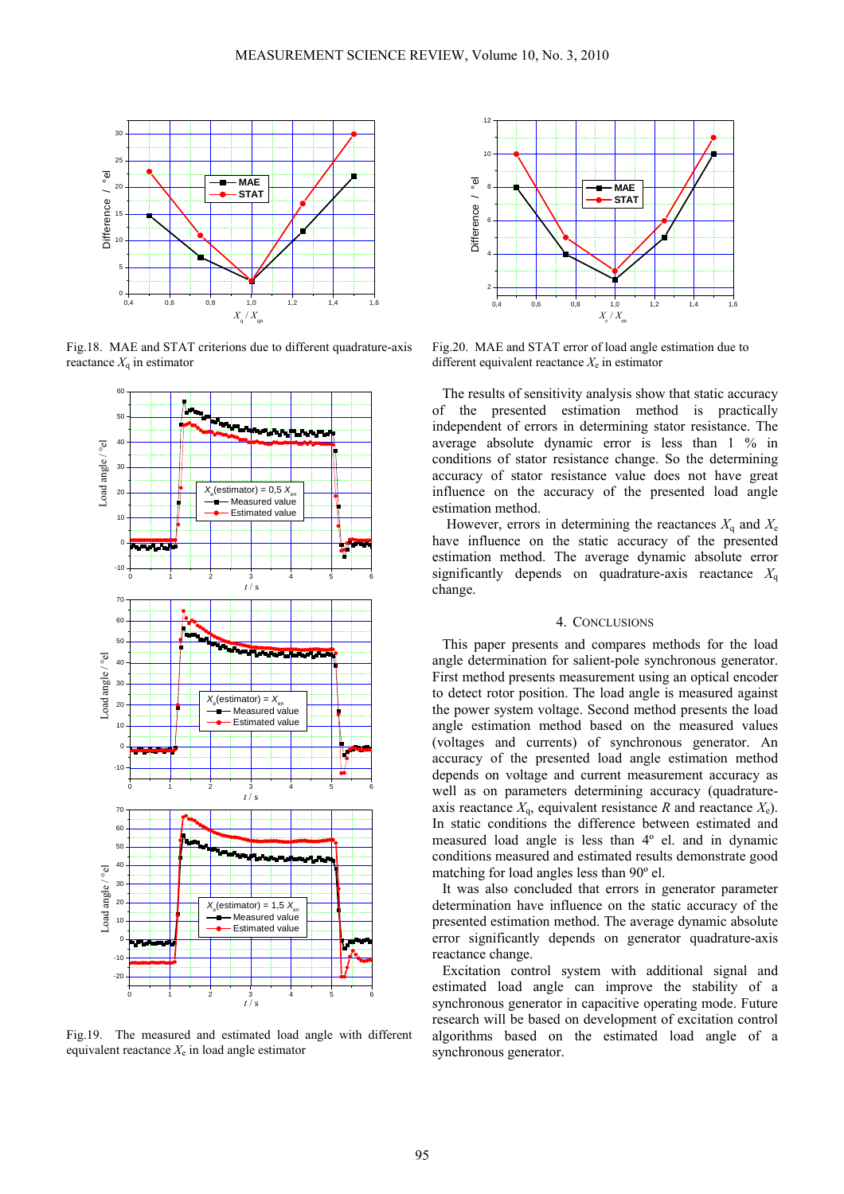Fig.18. MAE and STAT criterions due to different quadrature-axis reactance $X_q$ in estimator

Fig.19. The measured and estimated load angle with different equivalent reactance $X_e$ in load angle estimator

Fig.20. MAE and STAT error of load angle estimation due to different equivalent reactance $X_e$ in estimator

The results of sensitivity analysis show that static accuracy of the presented estimation method is practically independent of errors in determining stator resistance. The average absolute dynamic error is less than 1 % in conditions of stator resistance change. So the determining accuracy of stator resistance value does not have great influence on the accuracy of the presented load angle estimation method.

However, errors in determining the reactances $X_q$ and $X_e$ have influence on the static accuracy of the presented estimation method. The average dynamic absolute error significantly depends on quadrature-axis reactance $X_q$ change.

## 4. Conclusions

This paper presents and compares methods for the load angle determination for salient-pole synchronous generator. First method presents measurement using an optical encoder to detect rotor position. The load angle is measured against the power system voltage. Second method presents the load angle estimation method based on the measured values (voltages and currents) of synchronous generator. An accuracy of the presented load angle estimation method depends on voltage and current measurement accuracy as well as on parameters determining accuracy (quadrature-axis reactance $X_q$, equivalent resistance $R$ and reactance $X_e$). In static conditions the difference between estimated and measured load angle is less than 4º el. and in dynamic conditions measured and estimated results demonstrate good matching for load angles less than 90º el.

It was also concluded that errors in generator parameter determination have influence on the static accuracy of the presented estimation method. The average dynamic absolute error significantly depends on generator quadrature-axis reactance change.

Excitation control system with additional signal and estimated load angle can improve the stability of a synchronous generator in capacitive operating mode. Future research will be based on development of excitation control algorithms based on the estimated load angle of a synchronous generator.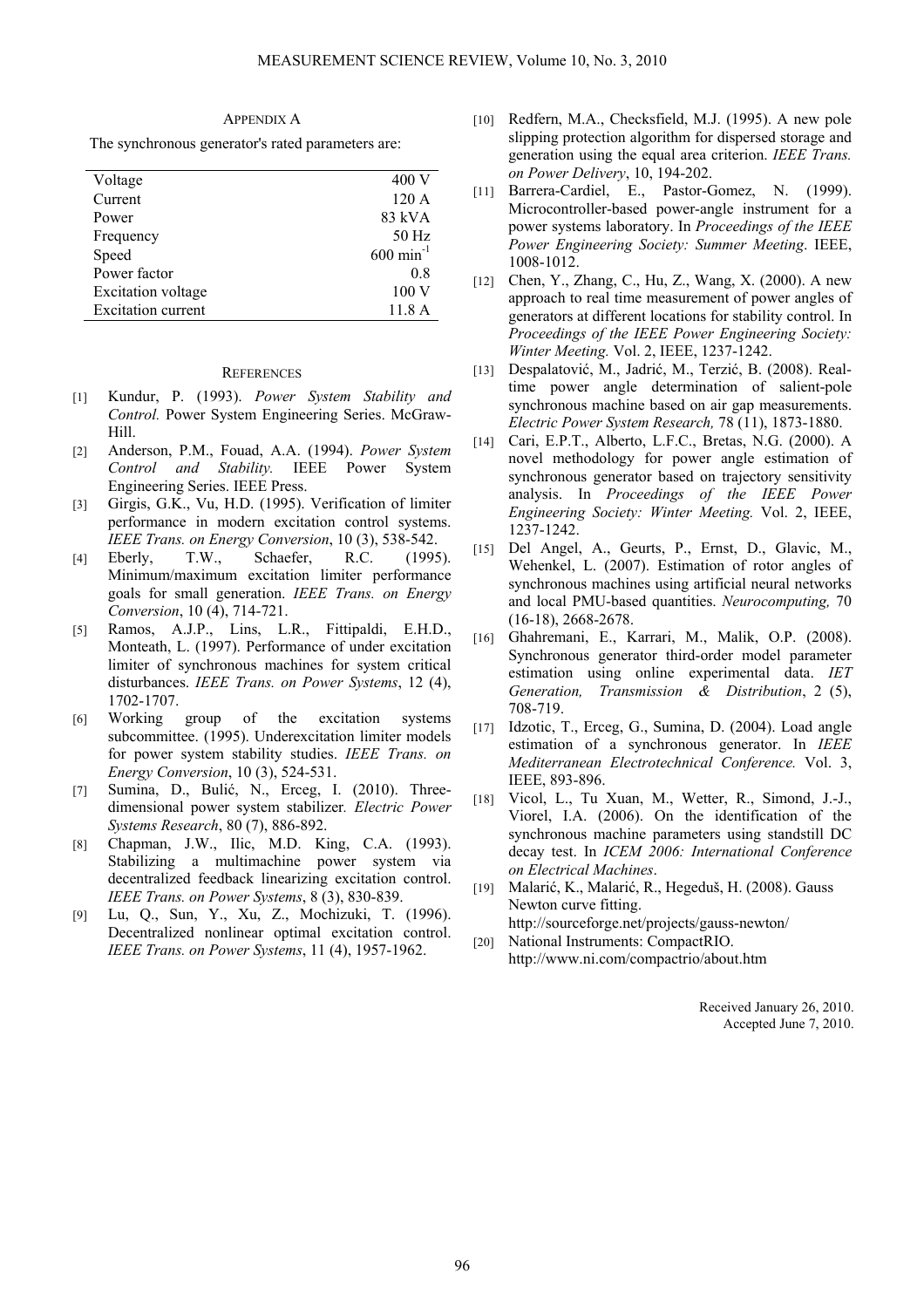## Appendix A

The synchronous generator's rated parameters are:

| | |
|---|---|
| Voltage | 400 V |
| Current | 120 A |
| Power | 83 kVA |
| Frequency | 50 Hz |
| Speed | 600 $\text{min}^{-1}$ |
| Power factor | 0.8 |
| Excitation voltage | 100 V |
| Excitation current | 11.8 A |

## References

[1] Kundur, P. (1993). *Power System Stability and Control.* Power System Engineering Series. McGraw-Hill.

[2] Anderson, P.M., Fouad, A.A. (1994). *Power System Control and Stability.* IEEE Power System Engineering Series. IEEE Press.

[3] Girgis, G.K., Vu, H.D. (1995). Verification of limiter performance in modern excitation control systems. *IEEE Trans. on Energy Conversion*, 10 (3), 538-542.

[4] Eberly, T.W., Schaefer, R.C. (1995). Minimum/maximum excitation limiter performance goals for small generation. *IEEE Trans. on Energy Conversion*, 10 (4), 714-721.

[5] Ramos, A.J.P., Lins, L.R., Fittipaldi, E.H.D., Monteath, L. (1997). Performance of under excitation limiter of synchronous machines for system critical disturbances. *IEEE Trans. on Power Systems*, 12 (4), 1702-1707.

[6] Working group of the excitation systems subcommittee. (1995). Underexcitation limiter models for power system stability studies. *IEEE Trans. on Energy Conversion*, 10 (3), 524-531.

[7] Sumina, D., Bulić, N., Erceg, I. (2010). Three-dimensional power system stabilizer. *Electric Power Systems Research*, 80 (7), 886-892.

[8] Chapman, J.W., Ilic, M.D. King, C.A. (1993). Stabilizing a multimachine power system via decentralized feedback linearizing excitation control. *IEEE Trans. on Power Systems*, 8 (3), 830-839.

[9] Lu, Q., Sun, Y., Xu, Z., Mochizuki, T. (1996). Decentralized nonlinear optimal excitation control. *IEEE Trans. on Power Systems*, 11 (4), 1957-1962.

[10] Redfern, M.A., Checksfield, M.J. (1995). A new pole slipping protection algorithm for dispersed storage and generation using the equal area criterion. *IEEE Trans. on Power Delivery*, 10, 194-202.

[11] Barrera-Cardiel, E., Pastor-Gomez, N. (1999). Microcontroller-based power-angle instrument for a power systems laboratory. In *Proceedings of the IEEE Power Engineering Society: Summer Meeting*. IEEE, 1008-1012.

[12] Chen, Y., Zhang, C., Hu, Z., Wang, X. (2000). A new approach to real time measurement of power angles of generators at different locations for stability control. In *Proceedings of the IEEE Power Engineering Society: Winter Meeting.* Vol. 2, IEEE, 1237-1242.

[13] Despalatović, M., Jadrić, M., Terzić, B. (2008). Real-time power angle determination of salient-pole synchronous machine based on air gap measurements. *Electric Power System Research,* 78 (11), 1873-1880.

[14] Cari, E.P.T., Alberto, L.F.C., Bretas, N.G. (2000). A novel methodology for power angle estimation of synchronous generator based on trajectory sensitivity analysis. In *Proceedings of the IEEE Power Engineering Society: Winter Meeting.* Vol. 2, IEEE, 1237-1242.

[15] Del Angel, A., Geurts, P., Ernst, D., Glavic, M., Wehenkel, L. (2007). Estimation of rotor angles of synchronous machines using artificial neural networks and local PMU-based quantities. *Neurocomputing,* 70 (16-18), 2668-2678.

[16] Ghahremani, E., Karrari, M., Malik, O.P. (2008). Synchronous generator third-order model parameter estimation using online experimental data. *IET Generation, Transmission & Distribution*, 2 (5), 708-719.

[17] Idzotic, T., Erceg, G., Sumina, D. (2004). Load angle estimation of a synchronous generator. In *IEEE Mediterranean Electrotechnical Conference.* Vol. 3, IEEE, 893-896.

[18] Vicol, L., Tu Xuan, M., Wetter, R., Simond, J.-J., Viorel, I.A. (2006). On the identification of the synchronous machine parameters using standstill DC decay test. In *ICEM 2006: International Conference on Electrical Machines*.

[19] Malarić, K., Malarić, R., Hegeduš, H. (2008). Gauss Newton curve fitting. http://sourceforge.net/projects/gauss-newton/

[20] National Instruments: CompactRIO. http://www.ni.com/compactrio/about.htm

Received January 26, 2010.
Accepted June 7, 2010.